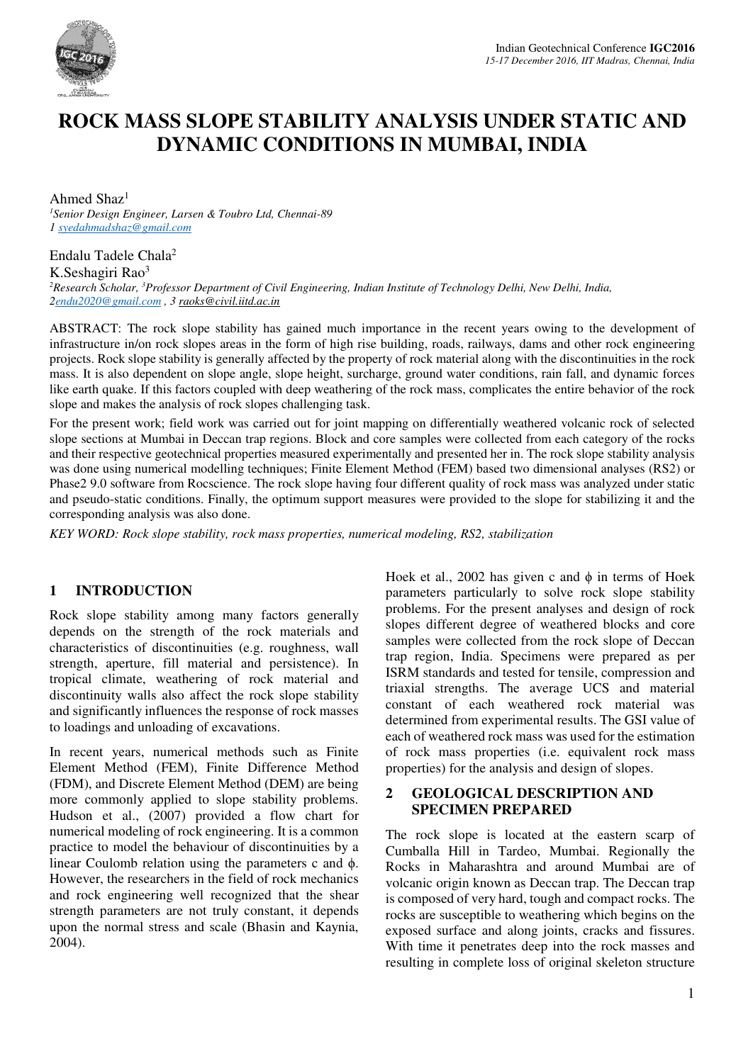# ROCK MASS SLOPE STABILITY ANALYSIS UNDER STATIC AND DYNAMIC CONDITIONS IN MUMBAI, INDIA

Ahmed Shaz[1]

*[1]Senior Design Engineer, Larsen & Toubro Ltd, Chennai-89*
*1 syedahmadshaz@gmail.com*

Endalu Tadele Chala[2]
K.Seshagiri Rao[3]

*[2]Research Scholar, [3]Professor Department of Civil Engineering, Indian Institute of Technology Delhi, New Delhi, India,*
*2endu2020@gmail.com , 3 raoks@civil.iitd.ac.in*

ABSTRACT: The rock slope stability has gained much importance in the recent years owing to the development of infrastructure in/on rock slopes areas in the form of high rise building, roads, railways, dams and other rock engineering projects. Rock slope stability is generally affected by the property of rock material along with the discontinuities in the rock mass. It is also dependent on slope angle, slope height, surcharge, ground water conditions, rain fall, and dynamic forces like earth quake. If this factors coupled with deep weathering of the rock mass, complicates the entire behavior of the rock slope and makes the analysis of rock slopes challenging task.

For the present work; field work was carried out for joint mapping on differentially weathered volcanic rock of selected slope sections at Mumbai in Deccan trap regions. Block and core samples were collected from each category of the rocks and their respective geotechnical properties measured experimentally and presented her in. The rock slope stability analysis was done using numerical modelling techniques; Finite Element Method (FEM) based two dimensional analyses (RS2) or Phase2 9.0 software from Rocscience. The rock slope having four different quality of rock mass was analyzed under static and pseudo-static conditions. Finally, the optimum support measures were provided to the slope for stabilizing it and the corresponding analysis was also done.

*KEY WORD: Rock slope stability, rock mass properties, numerical modeling, RS2, stabilization*

## 1 INTRODUCTION

Rock slope stability among many factors generally depends on the strength of the rock materials and characteristics of discontinuities (e.g. roughness, wall strength, aperture, fill material and persistence). In tropical climate, weathering of rock material and discontinuity walls also affect the rock slope stability and significantly influences the response of rock masses to loadings and unloading of excavations.

In recent years, numerical methods such as Finite Element Method (FEM), Finite Difference Method (FDM), and Discrete Element Method (DEM) are being more commonly applied to slope stability problems. Hudson et al., (2007) provided a flow chart for numerical modeling of rock engineering. It is a common practice to model the behaviour of discontinuities by a linear Coulomb relation using the parameters c and $\phi$. However, the researchers in the field of rock mechanics and rock engineering well recognized that the shear strength parameters are not truly constant, it depends upon the normal stress and scale (Bhasin and Kaynia, 2004).

Hoek et al., 2002 has given c and $\phi$ in terms of Hoek parameters particularly to solve rock slope stability problems. For the present analyses and design of rock slopes different degree of weathered blocks and core samples were collected from the rock slope of Deccan trap region, India. Specimens were prepared as per ISRM standards and tested for tensile, compression and triaxial strengths. The average UCS and material constant of each weathered rock material was determined from experimental results. The GSI value of each of weathered rock mass was used for the estimation of rock mass properties (i.e. equivalent rock mass properties) for the analysis and design of slopes.

## 2 GEOLOGICAL DESCRIPTION AND SPECIMEN PREPARED

The rock slope is located at the eastern scarp of Cumballa Hill in Tardeo, Mumbai. Regionally the Rocks in Maharashtra and around Mumbai are of volcanic origin known as Deccan trap. The Deccan trap is composed of very hard, tough and compact rocks. The rocks are susceptible to weathering which begins on the exposed surface and along joints, cracks and fissures. With time it penetrates deep into the rock masses and resulting in complete loss of original skeleton structure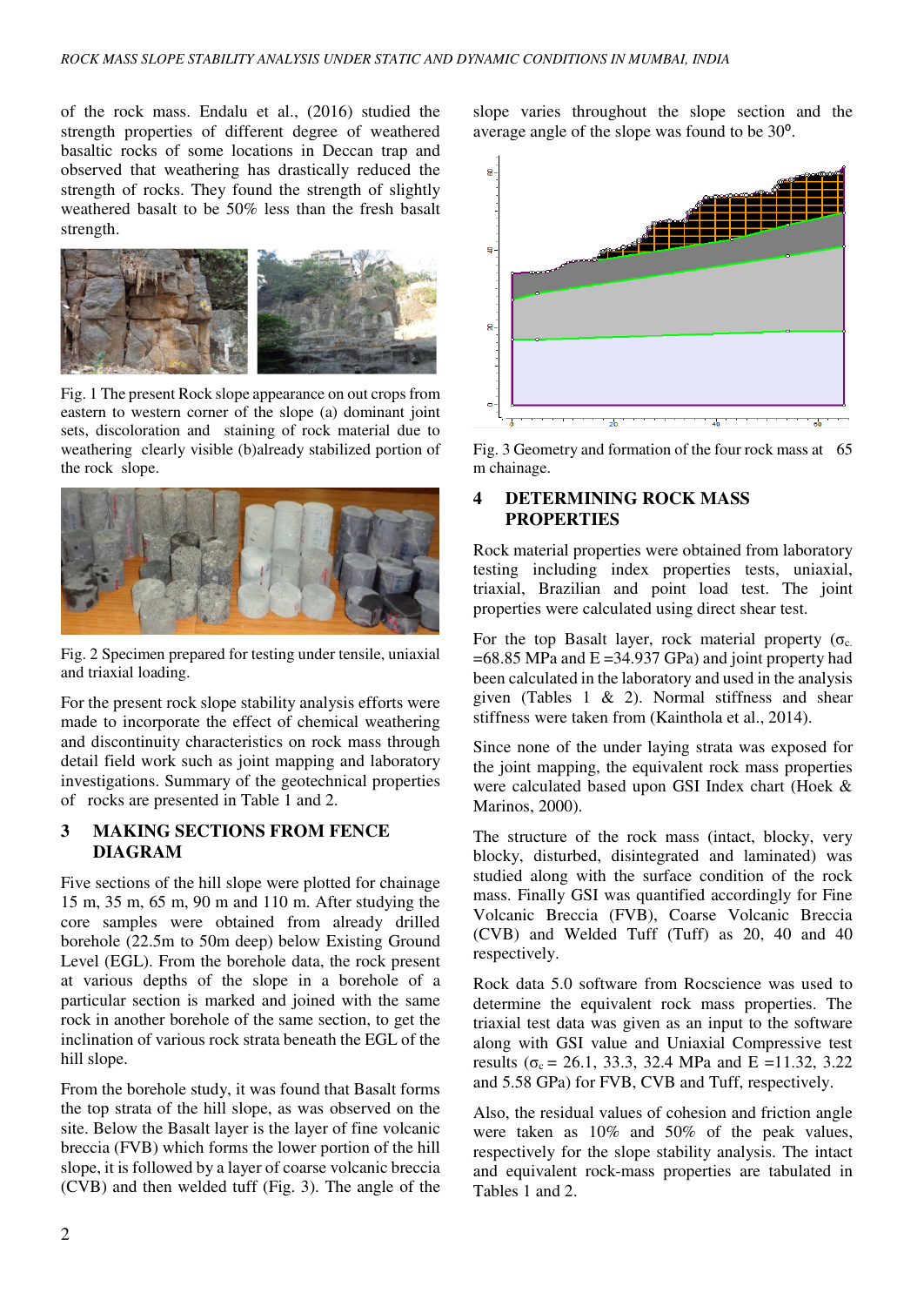of the rock mass. Endalu et al., (2016) studied the strength properties of different degree of weathered basaltic rocks of some locations in Deccan trap and observed that weathering has drastically reduced the strength of rocks. They found the strength of slightly weathered basalt to be 50% less than the fresh basalt strength.

Fig. 1 The present Rock slope appearance on out crops from eastern to western corner of the slope (a) dominant joint sets, discoloration and staining of rock material due to weathering clearly visible (b)already stabilized portion of the rock slope.

Fig. 2 Specimen prepared for testing under tensile, uniaxial and triaxial loading.

For the present rock slope stability analysis efforts were made to incorporate the effect of chemical weathering and discontinuity characteristics on rock mass through detail field work such as joint mapping and laboratory investigations. Summary of the geotechnical properties of rocks are presented in Table 1 and 2.

## 3 MAKING SECTIONS FROM FENCE DIAGRAM

Five sections of the hill slope were plotted for chainage 15 m, 35 m, 65 m, 90 m and 110 m. After studying the core samples were obtained from already drilled borehole (22.5m to 50m deep) below Existing Ground Level (EGL). From the borehole data, the rock present at various depths of the slope in a borehole of a particular section is marked and joined with the same rock in another borehole of the same section, to get the inclination of various rock strata beneath the EGL of the hill slope.

From the borehole study, it was found that Basalt forms the top strata of the hill slope, as was observed on the site. Below the Basalt layer is the layer of fine volcanic breccia (FVB) which forms the lower portion of the hill slope, it is followed by a layer of coarse volcanic breccia (CVB) and then welded tuff (Fig. 3). The angle of the slope varies throughout the slope section and the average angle of the slope was found to be 30⁰.

Fig. 3 Geometry and formation of the four rock mass at 65 m chainage.

## 4 DETERMINING ROCK MASS PROPERTIES

Rock material properties were obtained from laboratory testing including index properties tests, uniaxial, triaxial, Brazilian and point load test. The joint properties were calculated using direct shear test.

For the top Basalt layer, rock material property ($\sigma_c$ =68.85 MPa and E =34.937 GPa) and joint property had been calculated in the laboratory and used in the analysis given (Tables 1 & 2). Normal stiffness and shear stiffness were taken from (Kainthola et al., 2014).

Since none of the under laying strata was exposed for the joint mapping, the equivalent rock mass properties were calculated based upon GSI Index chart (Hoek & Marinos, 2000).

The structure of the rock mass (intact, blocky, very blocky, disturbed, disintegrated and laminated) was studied along with the surface condition of the rock mass. Finally GSI was quantified accordingly for Fine Volcanic Breccia (FVB), Coarse Volcanic Breccia (CVB) and Welded Tuff (Tuff) as 20, 40 and 40 respectively.

Rock data 5.0 software from Rocscience was used to determine the equivalent rock mass properties. The triaxial test data was given as an input to the software along with GSI value and Uniaxial Compressive test results ($\sigma_c$ = 26.1, 33.3, 32.4 MPa and E =11.32, 3.22 and 5.58 GPa) for FVB, CVB and Tuff, respectively.

Also, the residual values of cohesion and friction angle were taken as 10% and 50% of the peak values, respectively for the slope stability analysis. The intact and equivalent rock-mass properties are tabulated in Tables 1 and 2.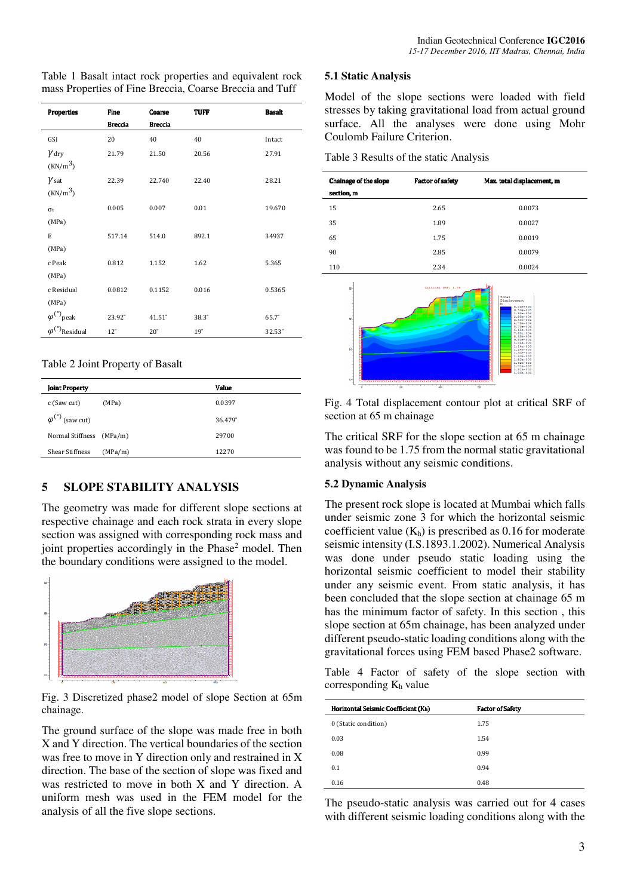Table 1 Basalt intact rock properties and equivalent rock mass Properties of Fine Breccia, Coarse Breccia and Tuff

| Properties | Fine Breccia | Coarse Breccia | TUFF | Basalt |
|---|---|---|---|---|
| GSI | 20 | 40 | 40 | Intact |
| $\gamma_{dry}$ (KN/m$^3$) | 21.79 | 21.50 | 20.56 | 27.91 |
| $\gamma_{sat}$ (KN/m$^3$) | 22.39 | 22.740 | 22.40 | 28.21 |
| $\sigma_t$ (MPa) | 0.005 | 0.007 | 0.01 | 19.670 |
| E (MPa) | 517.14 | 514.0 | 892.1 | 34937 |
| c Peak (MPa) | 0.812 | 1.152 | 1.62 | 5.365 |
| c Residual (MPa) | 0.0812 | 0.1152 | 0.016 | 0.5365 |
| $\varphi^{(\circ)}_{peak}$ | 23.92° | 41.51° | 38.3° | 65.7° |
| $\varphi^{(\circ)}_{Residual}$ | 12° | 20° | 19° | 32.53° |

Table 2 Joint Property of Basalt

| Joint Property | Value |
|---|---|
| c (Saw cut) (MPa) | 0.0397 |
| $\varphi^{(\circ)}$ (saw cut) | 36.479° |
| Normal Stiffness (MPa/m) | 29700 |
| Shear Stiffness (MPa/m) | 12270 |

## 5 SLOPE STABILITY ANALYSIS

The geometry was made for different slope sections at respective chainage and each rock strata in every slope section was assigned with corresponding rock mass and joint properties accordingly in the Phase[2] model. Then the boundary conditions were assigned to the model.

Fig. 3 Discretized phase2 model of slope Section at 65m chainage.

The ground surface of the slope was made free in both X and Y direction. The vertical boundaries of the section was free to move in Y direction only and restrained in X direction. The base of the section of slope was fixed and was restricted to move in both X and Y direction. A uniform mesh was used in the FEM model for the analysis of all the five slope sections.

### 5.1 Static Analysis

Model of the slope sections were loaded with field stresses by taking gravitational load from actual ground surface. All the analyses were done using Mohr Coulomb Failure Criterion.

Table 3 Results of the static Analysis

| Chainage of the slope section, m | Factor of safety | Max. total displacement, m |
|---|---|---|
| 15 | 2.65 | 0.0073 |
| 35 | 1.89 | 0.0027 |
| 65 | 1.75 | 0.0019 |
| 90 | 2.85 | 0.0079 |
| 110 | 2.34 | 0.0024 |

Fig. 4 Total displacement contour plot at critical SRF of section at 65 m chainage

The critical SRF for the slope section at 65 m chainage was found to be 1.75 from the normal static gravitational analysis without any seismic conditions.

### 5.2 Dynamic Analysis

The present rock slope is located at Mumbai which falls under seismic zone 3 for which the horizontal seismic coefficient value ($K_h$) is prescribed as 0.16 for moderate seismic intensity (I.S.1893.1.2002). Numerical Analysis was done under pseudo static loading using the horizontal seismic coefficient to model their stability under any seismic event. From static analysis, it has been concluded that the slope section at chainage 65 m has the minimum factor of safety. In this section , this slope section at 65m chainage, has been analyzed under different pseudo-static loading conditions along with the gravitational forces using FEM based Phase2 software.

Table 4 Factor of safety of the slope section with corresponding $K_h$ value

| Horizontal Seismic Coefficient ($K_h$) | Factor of Safety |
|---|---|
| 0 (Static condition) | 1.75 |
| 0.03 | 1.54 |
| 0.08 | 0.99 |
| 0.1 | 0.94 |
| 0.16 | 0.48 |

The pseudo-static analysis was carried out for 4 cases with different seismic loading conditions along with the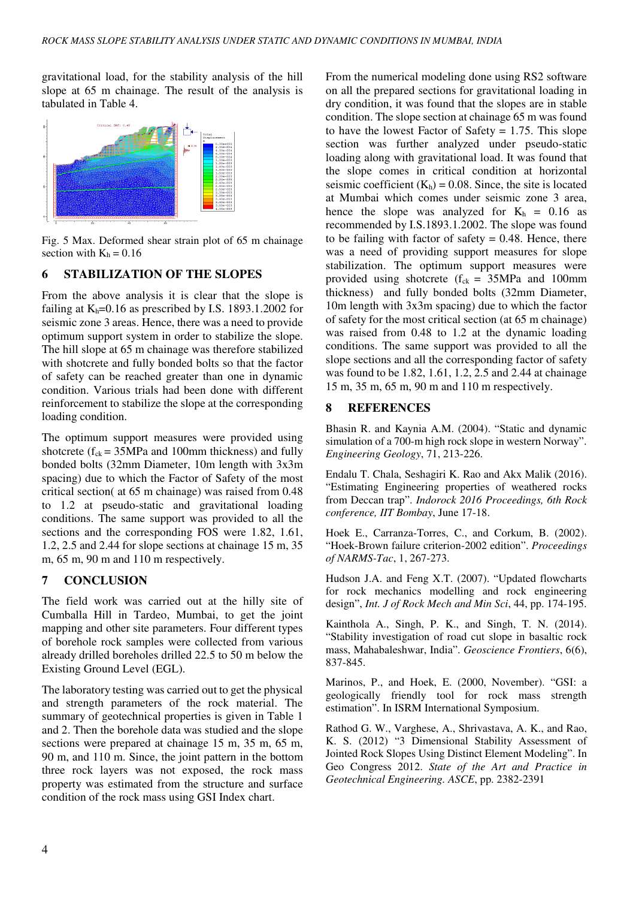gravitational load, for the stability analysis of the hill slope at 65 m chainage. The result of the analysis is tabulated in Table 4.

Fig. 5 Max. Deformed shear strain plot of 65 m chainage section with $K_h = 0.16$

## 6 STABILIZATION OF THE SLOPES

From the above analysis it is clear that the slope is failing at $K_h$=0.16 as prescribed by I.S. 1893.1.2002 for seismic zone 3 areas. Hence, there was a need to provide optimum support system in order to stabilize the slope. The hill slope at 65 m chainage was therefore stabilized with shotcrete and fully bonded bolts so that the factor of safety can be reached greater than one in dynamic condition. Various trials had been done with different reinforcement to stabilize the slope at the corresponding loading condition.

The optimum support measures were provided using shotcrete ($f_{ck}$ = 35MPa and 100mm thickness) and fully bonded bolts (32mm Diameter, 10m length with 3x3m spacing) due to which the Factor of Safety of the most critical section( at 65 m chainage) was raised from 0.48 to 1.2 at pseudo-static and gravitational loading conditions. The same support was provided to all the sections and the corresponding FOS were 1.82, 1.61, 1.2, 2.5 and 2.44 for slope sections at chainage 15 m, 35 m, 65 m, 90 m and 110 m respectively.

## 7 CONCLUSION

The field work was carried out at the hilly site of Cumballa Hill in Tardeo, Mumbai, to get the joint mapping and other site parameters. Four different types of borehole rock samples were collected from various already drilled boreholes drilled 22.5 to 50 m below the Existing Ground Level (EGL).

The laboratory testing was carried out to get the physical and strength parameters of the rock material. The summary of geotechnical properties is given in Table 1 and 2. Then the borehole data was studied and the slope sections were prepared at chainage 15 m, 35 m, 65 m, 90 m, and 110 m. Since, the joint pattern in the bottom three rock layers was not exposed, the rock mass property was estimated from the structure and surface condition of the rock mass using GSI Index chart.

From the numerical modeling done using RS2 software on all the prepared sections for gravitational loading in dry condition, it was found that the slopes are in stable condition. The slope section at chainage 65 m was found to have the lowest Factor of Safety = 1.75. This slope section was further analyzed under pseudo-static loading along with gravitational load. It was found that the slope comes in critical condition at horizontal seismic coefficient ($K_h$) = 0.08. Since, the site is located at Mumbai which comes under seismic zone 3 area, hence the slope was analyzed for $K_h$ = 0.16 as recommended by I.S.1893.1.2002. The slope was found to be failing with factor of safety = 0.48. Hence, there was a need of providing support measures for slope stabilization. The optimum support measures were provided using shotcrete ($f_{ck}$ = 35MPa and 100mm thickness) and fully bonded bolts (32mm Diameter, 10m length with 3x3m spacing) due to which the factor of safety for the most critical section (at 65 m chainage) was raised from 0.48 to 1.2 at the dynamic loading conditions. The same support was provided to all the slope sections and all the corresponding factor of safety was found to be 1.82, 1.61, 1.2, 2.5 and 2.44 at chainage 15 m, 35 m, 65 m, 90 m and 110 m respectively.

## 8 REFERENCES

Bhasin R. and Kaynia A.M. (2004). "Static and dynamic simulation of a 700-m high rock slope in western Norway". *Engineering Geology*, 71, 213-226.

Endalu T. Chala, Seshagiri K. Rao and Akx Malik (2016). "Estimating Engineering properties of weathered rocks from Deccan trap". *Indorock 2016 Proceedings, 6th Rock conference, IIT Bombay*, June 17-18.

Hoek E., Carranza-Torres, C., and Corkum, B. (2002). "Hoek-Brown failure criterion-2002 edition". *Proceedings of NARMS-Tac*, 1, 267-273.

Hudson J.A. and Feng X.T. (2007). "Updated flowcharts for rock mechanics modelling and rock engineering design", *Int. J of Rock Mech and Min Sci*, 44, pp. 174-195.

Kainthola A., Singh, P. K., and Singh, T. N. (2014). "Stability investigation of road cut slope in basaltic rock mass, Mahabaleshwar, India". *Geoscience Frontiers*, 6(6), 837-845.

Marinos, P., and Hoek, E. (2000, November). "GSI: a geologically friendly tool for rock mass strength estimation". In ISRM International Symposium.

Rathod G. W., Varghese, A., Shrivastava, A. K., and Rao, K. S. (2012) "3 Dimensional Stability Assessment of Jointed Rock Slopes Using Distinct Element Modeling". In Geo Congress 2012. *State of the Art and Practice in Geotechnical Engineering. ASCE*, pp. 2382-2391